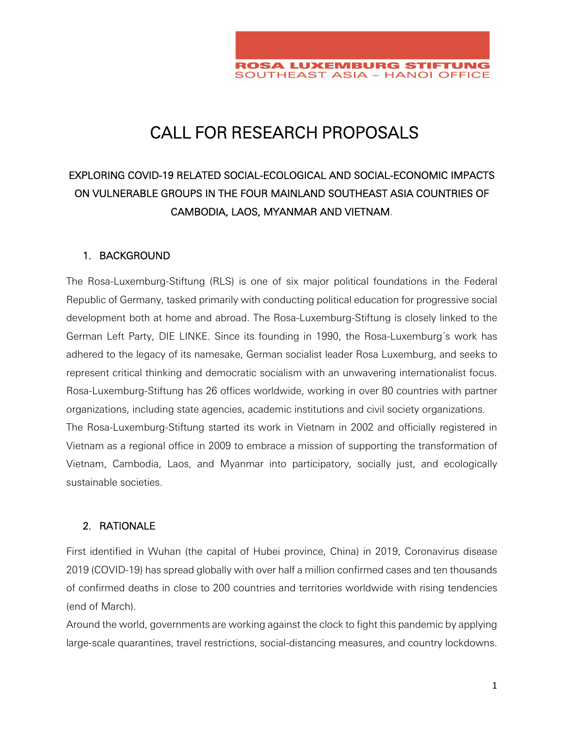ROSA LUXEMBURG STIFTUNG
SOUTHEAST ASIA – HANOI OFFICE

# CALL FOR RESEARCH PROPOSALS

## EXPLORING COVID-19 RELATED SOCIAL-ECOLOGICAL AND SOCIAL-ECONOMIC IMPACTS ON VULNERABLE GROUPS IN THE FOUR MAINLAND SOUTHEAST ASIA COUNTRIES OF CAMBODIA, LAOS, MYANMAR AND VIETNAM.

### 1. BACKGROUND

The Rosa-Luxemburg-Stiftung (RLS) is one of six major political foundations in the Federal Republic of Germany, tasked primarily with conducting political education for progressive social development both at home and abroad. The Rosa-Luxemburg-Stiftung is closely linked to the German Left Party, DIE LINKE. Since its founding in 1990, the Rosa-Luxemburg´s work has adhered to the legacy of its namesake, German socialist leader Rosa Luxemburg, and seeks to represent critical thinking and democratic socialism with an unwavering internationalist focus. Rosa-Luxemburg-Stiftung has 26 offices worldwide, working in over 80 countries with partner organizations, including state agencies, academic institutions and civil society organizations.

The Rosa-Luxemburg-Stiftung started its work in Vietnam in 2002 and officially registered in Vietnam as a regional office in 2009 to embrace a mission of supporting the transformation of Vietnam, Cambodia, Laos, and Myanmar into participatory, socially just, and ecologically sustainable societies.

### 2. RATIONALE

First identified in Wuhan (the capital of Hubei province, China) in 2019, Coronavirus disease 2019 (COVID-19) has spread globally with over half a million confirmed cases and ten thousands of confirmed deaths in close to 200 countries and territories worldwide with rising tendencies (end of March).

Around the world, governments are working against the clock to fight this pandemic by applying large-scale quarantines, travel restrictions, social-distancing measures, and country lockdowns.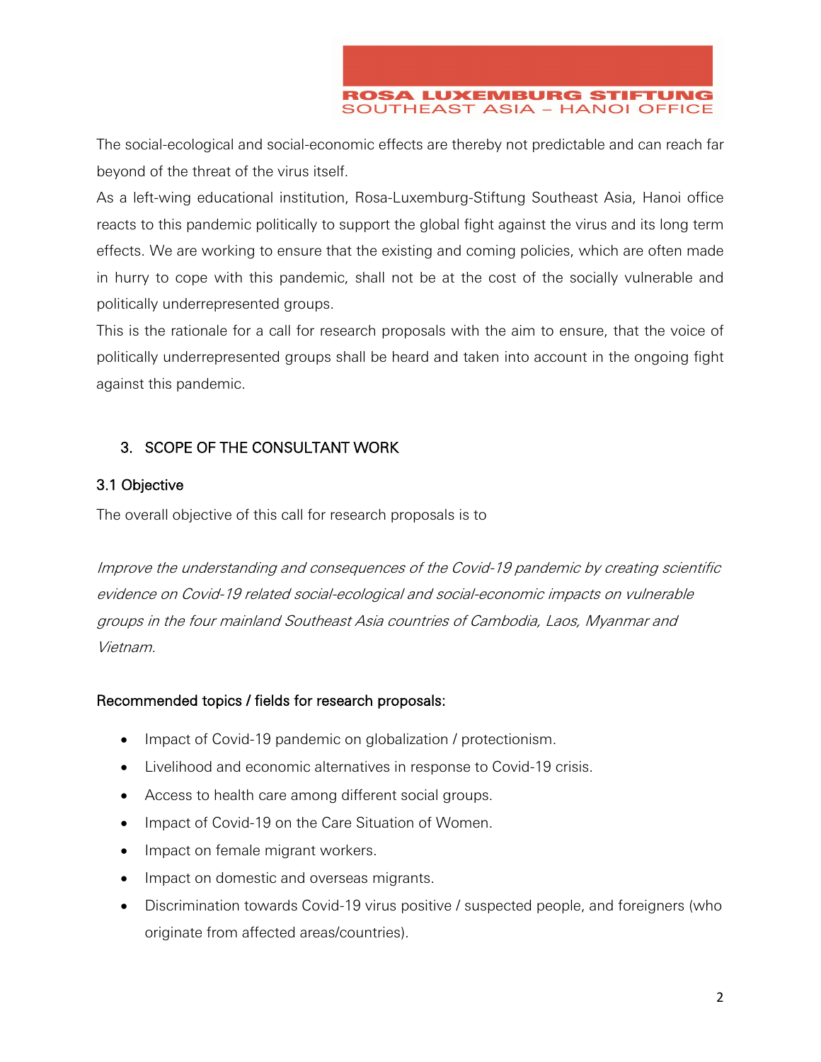The social-ecological and social-economic effects are thereby not predictable and can reach far beyond of the threat of the virus itself.

As a left-wing educational institution, Rosa-Luxemburg-Stiftung Southeast Asia, Hanoi office reacts to this pandemic politically to support the global fight against the virus and its long term effects. We are working to ensure that the existing and coming policies, which are often made in hurry to cope with this pandemic, shall not be at the cost of the socially vulnerable and politically underrepresented groups.

This is the rationale for a call for research proposals with the aim to ensure, that the voice of politically underrepresented groups shall be heard and taken into account in the ongoing fight against this pandemic.

## 3. SCOPE OF THE CONSULTANT WORK

### 3.1 Objective

The overall objective of this call for research proposals is to

*Improve the understanding and consequences of the Covid-19 pandemic by creating scientific evidence on Covid-19 related social-ecological and social-economic impacts on vulnerable groups in the four mainland Southeast Asia countries of Cambodia, Laos, Myanmar and Vietnam.*

**Recommended topics / fields for research proposals:**

- Impact of Covid-19 pandemic on globalization / protectionism.
- Livelihood and economic alternatives in response to Covid-19 crisis.
- Access to health care among different social groups.
- Impact of Covid-19 on the Care Situation of Women.
- Impact on female migrant workers.
- Impact on domestic and overseas migrants.
- Discrimination towards Covid-19 virus positive / suspected people, and foreigners (who originate from affected areas/countries).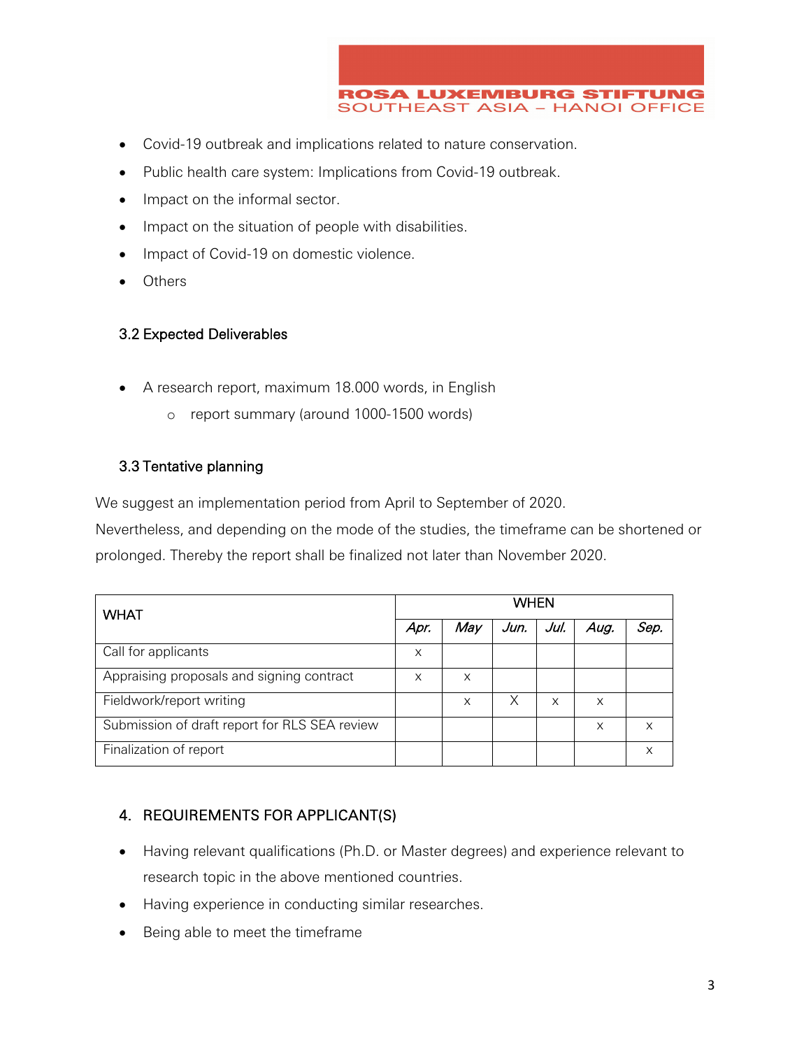- Covid-19 outbreak and implications related to nature conservation.
- Public health care system: Implications from Covid-19 outbreak.
- Impact on the informal sector.
- Impact on the situation of people with disabilities.
- Impact of Covid-19 on domestic violence.
- Others

### 3.2 Expected Deliverables

- A research report, maximum 18.000 words, in English
  - report summary (around 1000-1500 words)

### 3.3 Tentative planning

We suggest an implementation period from April to September of 2020.
Nevertheless, and depending on the mode of the studies, the timeframe can be shortened or prolonged. Thereby the report shall be finalized not later than November 2020.

| WHAT | WHEN | | | | | |
|---|---|---|---|---|---|---|
| | *Apr.* | *May* | *Jun.* | *Jul.* | *Aug.* | *Sep.* |
| Call for applicants | x | | | | | |
| Appraising proposals and signing contract | x | x | | | | |
| Fieldwork/report writing | | x | X | x | x | |
| Submission of draft report for RLS SEA review | | | | | x | x |
| Finalization of report | | | | | | x |

## 4. REQUIREMENTS FOR APPLICANT(S)

- Having relevant qualifications (Ph.D. or Master degrees) and experience relevant to research topic in the above mentioned countries.
- Having experience in conducting similar researches.
- Being able to meet the timeframe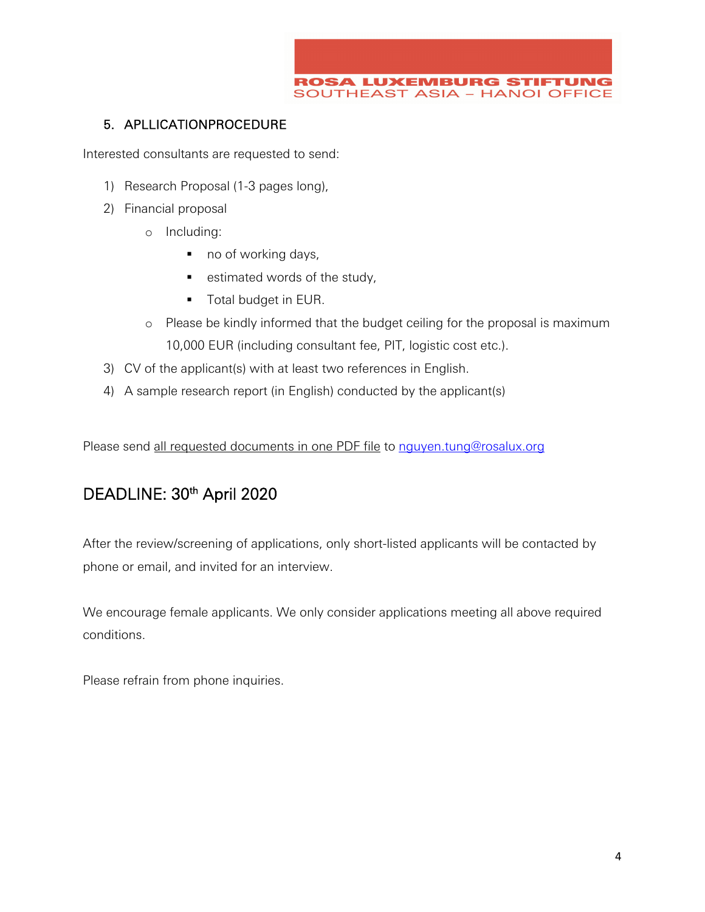## 5. APLLICATIONPROCEDURE

Interested consultants are requested to send:

1) Research Proposal (1-3 pages long),
2) Financial proposal
   - Including:
     - no of working days,
     - estimated words of the study,
     - Total budget in EUR.
   - Please be kindly informed that the budget ceiling for the proposal is maximum 10,000 EUR (including consultant fee, PIT, logistic cost etc.).
3) CV of the applicant(s) with at least two references in English.
4) A sample research report (in English) conducted by the applicant(s)

Please send all requested documents in one PDF file to nguyen.tung@rosalux.org

## DEADLINE: 30th April 2020

After the review/screening of applications, only short-listed applicants will be contacted by phone or email, and invited for an interview.

We encourage female applicants. We only consider applications meeting all above required conditions.

Please refrain from phone inquiries.